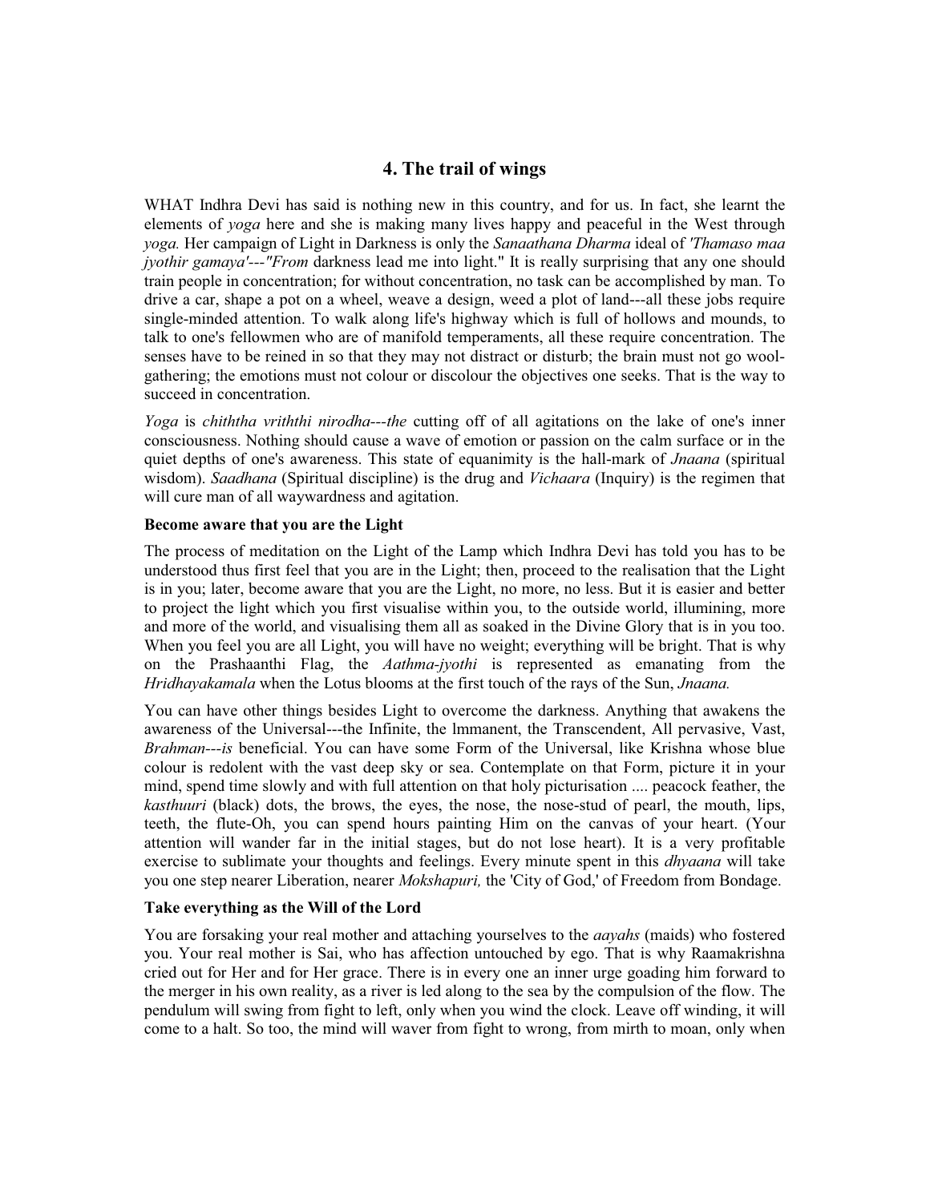## 4. The trail of wings

WHAT Indhra Devi has said is nothing new in this country, and for us. In fact, she learnt the elements of *yoga* here and she is making many lives happy and peaceful in the West through *yoga.* Her campaign of Light in Darkness is only the *Sanaathana Dharma* ideal of *'Thamaso maa jyothir gamaya'---"From* darkness lead me into light." It is really surprising that any one should train people in concentration; for without concentration, no task can be accomplished by man. To drive a car, shape a pot on a wheel, weave a design, weed a plot of land---all these jobs require single-minded attention. To walk along life's highway which is full of hollows and mounds, to talk to one's fellowmen who are of manifold temperaments, all these require concentration. The senses have to be reined in so that they may not distract or disturb; the brain must not go wool-gathering; the emotions must not colour or discolour the objectives one seeks. That is the way to succeed in concentration.

*Yoga* is *chiththa vriththi nirodha---the* cutting off of all agitations on the lake of one's inner consciousness. Nothing should cause a wave of emotion or passion on the calm surface or in the quiet depths of one's awareness. This state of equanimity is the hall-mark of *Jnaana* (spiritual wisdom). *Saadhana* (Spiritual discipline) is the drug and *Vichaara* (Inquiry) is the regimen that will cure man of all waywardness and agitation.

**Become aware that you are the Light**

The process of meditation on the Light of the Lamp which Indhra Devi has told you has to be understood thus first feel that you are in the Light; then, proceed to the realisation that the Light is in you; later, become aware that you are the Light, no more, no less. But it is easier and better to project the light which you first visualise within you, to the outside world, illumining, more and more of the world, and visualising them all as soaked in the Divine Glory that is in you too. When you feel you are all Light, you will have no weight; everything will be bright. That is why on the Prashaanthi Flag, the *Aathma-jyothi* is represented as emanating from the *Hridhayakamala* when the Lotus blooms at the first touch of the rays of the Sun, *Jnaana.*

You can have other things besides Light to overcome the darkness. Anything that awakens the awareness of the Universal---the Infinite, the lmmanent, the Transcendent, All pervasive, Vast, *Brahman---is* beneficial. You can have some Form of the Universal, like Krishna whose blue colour is redolent with the vast deep sky or sea. Contemplate on that Form, picture it in your mind, spend time slowly and with full attention on that holy picturisation .... peacock feather, the *kasthuuri* (black) dots, the brows, the eyes, the nose, the nose-stud of pearl, the mouth, lips, teeth, the flute-Oh, you can spend hours painting Him on the canvas of your heart. (Your attention will wander far in the initial stages, but do not lose heart). It is a very profitable exercise to sublimate your thoughts and feelings. Every minute spent in this *dhyaana* will take you one step nearer Liberation, nearer *Mokshapuri,* the 'City of God,' of Freedom from Bondage.

**Take everything as the Will of the Lord**

You are forsaking your real mother and attaching yourselves to the *aayahs* (maids) who fostered you. Your real mother is Sai, who has affection untouched by ego. That is why Raamakrishna cried out for Her and for Her grace. There is in every one an inner urge goading him forward to the merger in his own reality, as a river is led along to the sea by the compulsion of the flow. The pendulum will swing from fight to left, only when you wind the clock. Leave off winding, it will come to a halt. So too, the mind will waver from fight to wrong, from mirth to moan, only when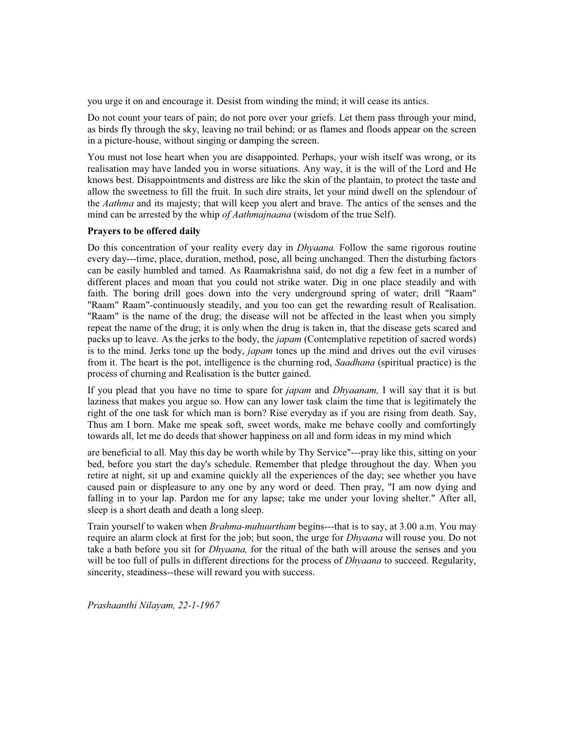you urge it on and encourage it. Desist from winding the mind; it will cease its antics.

Do not count your tears of pain; do not pore over your griefs. Let them pass through your mind, as birds fly through the sky, leaving no trail behind; or as flames and floods appear on the screen in a picture-house, without singing or damping the screen.

You must not lose heart when you are disappointed. Perhaps, your wish itself was wrong, or its realisation may have landed you in worse situations. Any way, it is the will of the Lord and He knows best. Disappointments and distress are like the skin of the plantain, to protect the taste and allow the sweetness to fill the fruit. In such dire straits, let your mind dwell on the splendour of the *Aathma* and its majesty; that will keep you alert and brave. The antics of the senses and the mind can be arrested by the whip *of Aathmajnaana* (wisdom of the true Self).

**Prayers to be offered daily**

Do this concentration of your reality every day in *Dhyaana.* Follow the same rigorous routine every day---time, place, duration, method, pose, all being unchanged. Then the disturbing factors can be easily humbled and tamed. As Raamakrishna said, do not dig a few feet in a number of different places and moan that you could not strike water. Dig in one place steadily and with faith. The boring drill goes down into the very underground spring of water; drill "Raam" "Raam" Raam"-continuously steadily, and you too can get the rewarding result of Realisation. "Raam" is the name of the drug; the disease will not be affected in the least when you simply repeat the name of the drug; it is only when the drug is taken in, that the disease gets scared and packs up to leave. As the jerks to the body, the *japam* (Contemplative repetition of sacred words) is to the mind. Jerks tone up the body, *japam* tones up the mind and drives out the evil viruses from it. The heart is the pot, intelligence is the churning rod, *Saadhana* (spiritual practice) is the process of churning and Realisation is the butter gained.

If you plead that you have no time to spare for *japam* and *Dhyaanam,* I will say that it is but laziness that makes you argue so. How can any lower task claim the time that is legitimately the right of the one task for which man is born? Rise everyday as if you are rising from death. Say, Thus am I born. Make me speak soft, sweet words, make me behave coolly and comfortingly towards all, let me do deeds that shower happiness on all and form ideas in my mind which are beneficial to all. May this day be worth while by Thy Service"---pray like this, sitting on your bed, before you start the day's schedule. Remember that pledge throughout the day. When you retire at night, sit up and examine quickly all the experiences of the day; see whether you have caused pain or displeasure to any one by any word or deed. Then pray, "I am now dying and falling in to your lap. Pardon me for any lapse; take me under your loving shelter." After all, sleep is a short death and death a long sleep.

Train yourself to waken when *Brahma-muhuurtham* begins---that is to say, at 3.00 a.m. You may require an alarm clock at first for the job; but soon, the urge for *Dhyaana* will rouse you. Do not take a bath before you sit for *Dhyaana,* for the ritual of the bath will arouse the senses and you will be too full of pulls in different directions for the process of *Dhyaana* to succeed. Regularity, sincerity, steadiness--these will reward you with success.

*Prashaanthi Nilayam, 22-1-1967*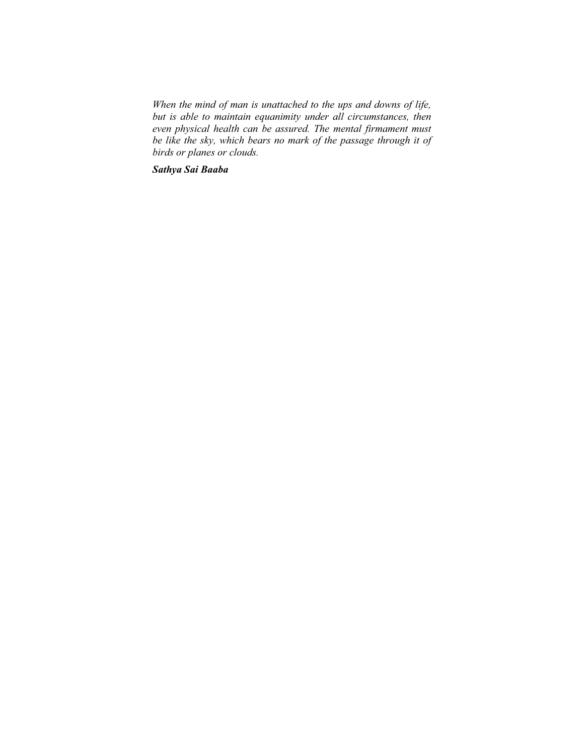*When the mind of man is unattached to the ups and downs of life, but is able to maintain equanimity under all circumstances, then even physical health can be assured. The mental firmament must be like the sky, which bears no mark of the passage through it of birds or planes or clouds.*

***Sathya Sai Baaba***